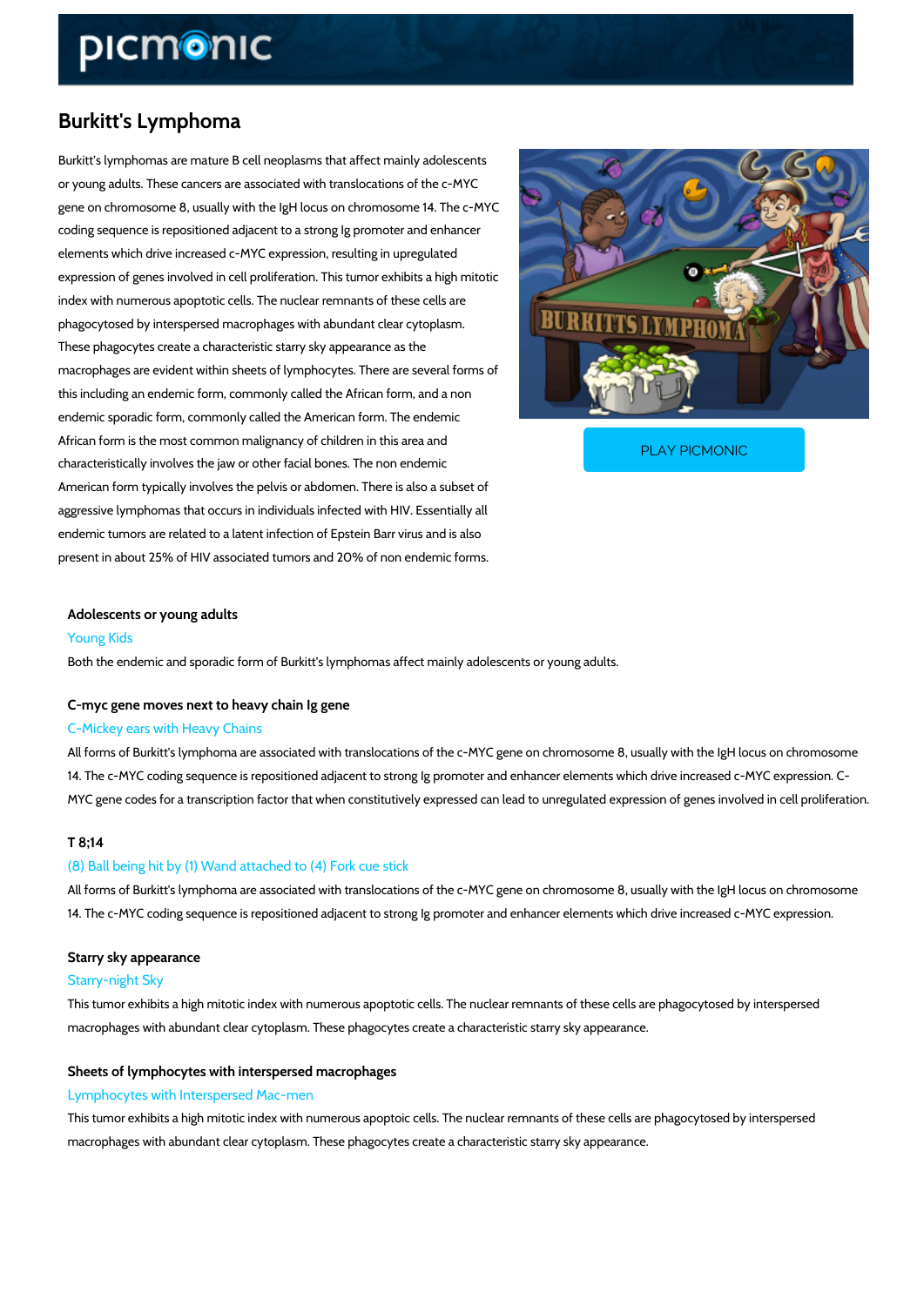# Burkitt's Lymphoma

Burkitt's lymphomas are mature B cell neoplasms that affect mainly adolescents or young adults. These cancers are associated with translocations of the c-MYC gene on chromosome 8, usually with the IgH locus on chromosome 14. The c-MYC coding sequence is repositioned adjacent to a strong Ig promoter and enhancer elements which drive increased c-MYC expression, resulting in upregulated expression of genes involved in cell proliferation. This tumor exhibits a high mitotic index with numerous apoptotic cells. The nuclear remnants of these cells are phagocytosed by interspersed macrophages with abundant clear cytoplasm. These phagocytes create a characteristic starry sky appearance as the macrophages are evident within sheets of lymphocytes. There are several forms of this including an endemic form, commonly called the African form, and a non endemic sporadic form, commonly called the American form. The endemic African form is the most common malignancy of children in this area and characteristically involves the jaw or other facial bones. The non endemic American form typically involves the pelvis or abdomen. There is also a subset of aggressive lymphomas that occurs in individuals infected with HIV. Essentially all endemic tumors are related to a latent infection of Epstein Barr virus and is also present in about 25% of HIV associated tumors and 20% of non endemic forms.

PLAY PICMONIC

### Adolescents or young adults

Young Kids

Both the endemic and sporadic form of Burkitt's lymphomas affect mainly adolescents or young adults.

### C-myc gene moves next to heavy chain Ig gene

C-Mickey ears with Heavy Chains

All forms of Burkitt's lymphoma are associated with translocations of the c-MYC gene on chromosome 8, usually with the IgH locus on chromosome 14. The c-MYC coding sequence is repositioned adjacent to strong Ig promoter and enhancer elements which drive increased c-MYC expression. C-MYC gene codes for a transcription factor that when constitutively expressed can lead to unregulated expression of genes involved in cell proliferation.

### T 8;14

(8) Ball being hit by (1) Wand attached to (4) Fork cue stick

All forms of Burkitt's lymphoma are associated with translocations of the c-MYC gene on chromosome 8, usually with the IgH locus on chromosome 14. The c-MYC coding sequence is repositioned adjacent to strong Ig promoter and enhancer elements which drive increased c-MYC expression.

### Starry sky appearance

Starry-night Sky

This tumor exhibits a high mitotic index with numerous apoptotic cells. The nuclear remnants of these cells are phagocytosed by interspersed macrophages with abundant clear cytoplasm. These phagocytes create a characteristic starry sky appearance.

### Sheets of lymphocytes with interspersed macrophages

Lymphocytes with Interspersed Mac-men

This tumor exhibits a high mitotic index with numerous apoptoic cells. The nuclear remnants of these cells are phagocytosed by interspersed macrophages with abundant clear cytoplasm. These phagocytes create a characteristic starry sky appearance.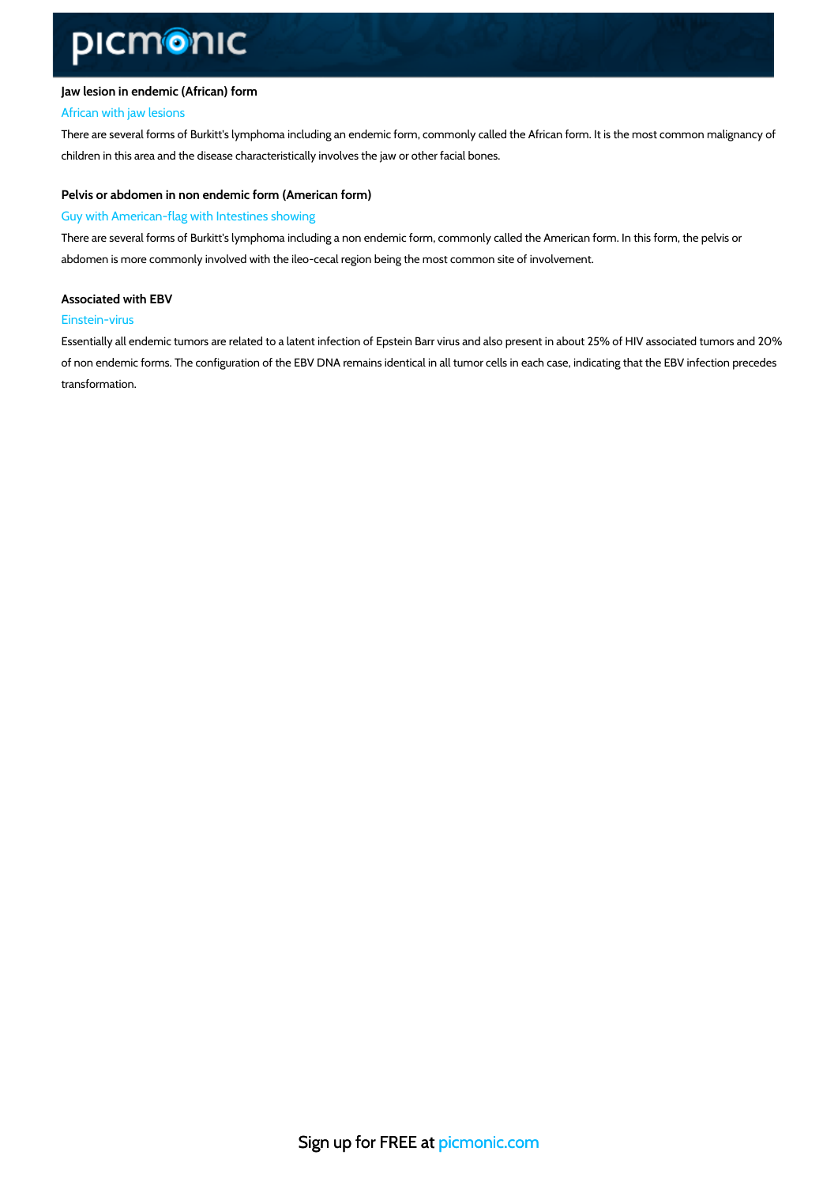### Jaw lesion in endemic (African) form

African with jaw lesions

There are several forms of Burkitt's lymphoma including an endemic form, commonly called the African form. It is the most common malignancy of children in this area and the disease characteristically involves the jaw or other facial bones.

### Pelvis or abdomen in non endemic form (American form)

Guy with American-flag with Intestines showing

There are several forms of Burkitt's lymphoma including a non endemic form, commonly called the American form. In this form, the pelvis or abdomen is more commonly involved with the ileo-cecal region being the most common site of involvement.

### Associated with EBV

Einstein-virus

Essentially all endemic tumors are related to a latent infection of Epstein Barr virus and also present in about 25% of HIV associated tumors and 20% of non endemic forms. The configuration of the EBV DNA remains identical in all tumor cells in each case, indicating that the EBV infection precedes transformation.